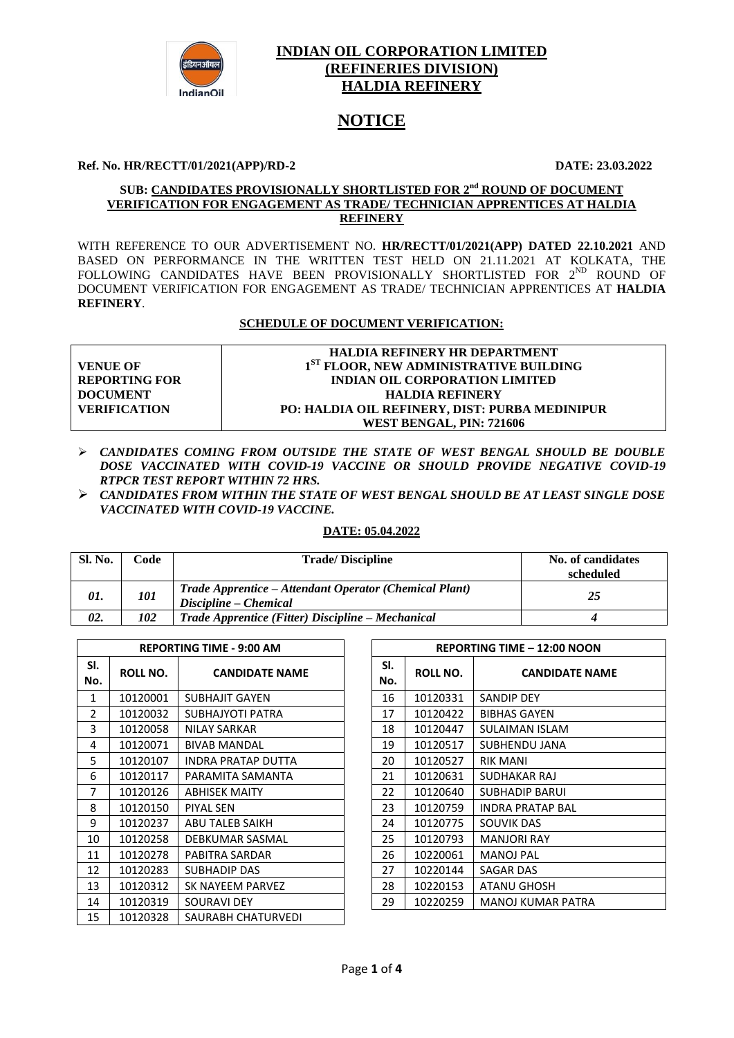# INDIAN OIL CORPORATION LIMITED
## (REFINERIES DIVISION)
## HALDIA REFINERY

# NOTICE

**Ref. No. HR/RECTT/01/2021(APP)/RD-2** **DATE: 23.03.2022**

**SUB: CANDIDATES PROVISIONALLY SHORTLISTED FOR 2nd ROUND OF DOCUMENT VERIFICATION FOR ENGAGEMENT AS TRADE/ TECHNICIAN APPRENTICES AT HALDIA REFINERY**

WITH REFERENCE TO OUR ADVERTISEMENT NO. **HR/RECTT/01/2021(APP) DATED 22.10.2021** AND BASED ON PERFORMANCE IN THE WRITTEN TEST HELD ON 21.11.2021 AT KOLKATA, THE FOLLOWING CANDIDATES HAVE BEEN PROVISIONALLY SHORTLISTED FOR 2ND ROUND OF DOCUMENT VERIFICATION FOR ENGAGEMENT AS TRADE/ TECHNICIAN APPRENTICES AT **HALDIA REFINERY**.

**SCHEDULE OF DOCUMENT VERIFICATION:**

| | |
|---|---|
| **VENUE OF REPORTING FOR DOCUMENT VERIFICATION** | **HALDIA REFINERY HR DEPARTMENT**<br>**1ST FLOOR, NEW ADMINISTRATIVE BUILDING**<br>**INDIAN OIL CORPORATION LIMITED**<br>**HALDIA REFINERY**<br>**PO: HALDIA OIL REFINERY, DIST: PURBA MEDINIPUR**<br>**WEST BENGAL, PIN: 721606** |

- ***CANDIDATES COMING FROM OUTSIDE THE STATE OF WEST BENGAL SHOULD BE DOUBLE DOSE VACCINATED WITH COVID-19 VACCINE OR SHOULD PROVIDE NEGATIVE COVID-19 RTPCR TEST REPORT WITHIN 72 HRS.***
- ***CANDIDATES FROM WITHIN THE STATE OF WEST BENGAL SHOULD BE AT LEAST SINGLE DOSE VACCINATED WITH COVID-19 VACCINE.***

**DATE: 05.04.2022**

| Sl. No. | Code | Trade/ Discipline | No. of candidates scheduled |
|---|---|---|---|
| *01.* | *101* | *Trade Apprentice – Attendant Operator (Chemical Plant) Discipline – Chemical* | *25* |
| *02.* | *102* | *Trade Apprentice (Fitter) Discipline – Mechanical* | *4* |

**REPORTING TIME - 9:00 AM**

| Sl. No. | ROLL NO. | CANDIDATE NAME |
|---|---|---|
| 1 | 10120001 | SUBHAJIT GAYEN |
| 2 | 10120032 | SUBHAJYOTI PATRA |
| 3 | 10120058 | NILAY SARKAR |
| 4 | 10120071 | BIVAB MANDAL |
| 5 | 10120107 | INDRA PRATAP DUTTA |
| 6 | 10120117 | PARAMITA SAMANTA |
| 7 | 10120126 | ABHISEK MAITY |
| 8 | 10120150 | PIYAL SEN |
| 9 | 10120237 | ABU TALEB SAIKH |
| 10 | 10120258 | DEBKUMAR SASMAL |
| 11 | 10120278 | PABITRA SARDAR |
| 12 | 10120283 | SUBHADIP DAS |
| 13 | 10120312 | SK NAYEEM PARVEZ |
| 14 | 10120319 | SOURAVI DEY |
| 15 | 10120328 | SAURABH CHATURVEDI |

**REPORTING TIME – 12:00 NOON**

| Sl. No. | ROLL NO. | CANDIDATE NAME |
|---|---|---|
| 16 | 10120331 | SANDIP DEY |
| 17 | 10120422 | BIBHAS GAYEN |
| 18 | 10120447 | SULAIMAN ISLAM |
| 19 | 10120517 | SUBHENDU JANA |
| 20 | 10120527 | RIK MANI |
| 21 | 10120631 | SUDHAKAR RAJ |
| 22 | 10120640 | SUBHADIP BARUI |
| 23 | 10120759 | INDRA PRATAP BAL |
| 24 | 10120775 | SOUVIK DAS |
| 25 | 10120793 | MANJORI RAY |
| 26 | 10220061 | MANOJ PAL |
| 27 | 10220144 | SAGAR DAS |
| 28 | 10220153 | ATANU GHOSH |
| 29 | 10220259 | MANOJ KUMAR PATRA |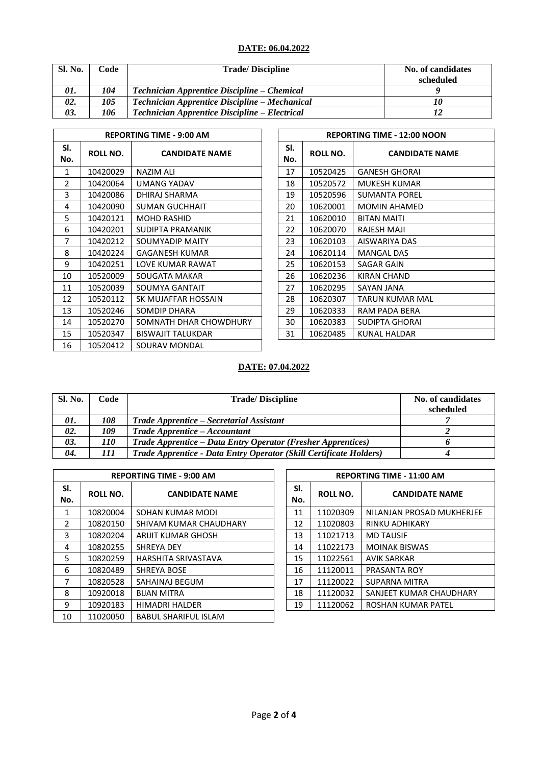**DATE: 06.04.2022**

| Sl. No. | Code | Trade/ Discipline | No. of candidates scheduled |
|---|---|---|---|
| *01.* | *104* | *Technician Apprentice Discipline – Chemical* | *9* |
| *02.* | *105* | *Technician Apprentice Discipline – Mechanical* | *10* |
| *03.* | *106* | *Technician Apprentice Discipline – Electrical* | *12* |

**REPORTING TIME - 9:00 AM**

| Sl. No. | ROLL NO. | CANDIDATE NAME |
|---|---|---|
| 1 | 10420029 | NAZIM ALI |
| 2 | 10420064 | UMANG YADAV |
| 3 | 10420086 | DHIRAJ SHARMA |
| 4 | 10420090 | SUMAN GUCHHAIT |
| 5 | 10420121 | MOHD RASHID |
| 6 | 10420201 | SUDIPTA PRAMANIK |
| 7 | 10420212 | SOUMYADIP MAITY |
| 8 | 10420224 | GAGANESH KUMAR |
| 9 | 10420251 | LOVE KUMAR RAWAT |
| 10 | 10520009 | SOUGATA MAKAR |
| 11 | 10520039 | SOUMYA GANTAIT |
| 12 | 10520112 | SK MUJAFFAR HOSSAIN |
| 13 | 10520246 | SOMDIP DHARA |
| 14 | 10520270 | SOMNATH DHAR CHOWDHURY |
| 15 | 10520347 | BISWAJIT TALUKDAR |
| 16 | 10520412 | SOURAV MONDAL |

**REPORTING TIME - 12:00 NOON**

| Sl. No. | ROLL NO. | CANDIDATE NAME |
|---|---|---|
| 17 | 10520425 | GANESH GHORAI |
| 18 | 10520572 | MUKESH KUMAR |
| 19 | 10520596 | SUMANTA POREL |
| 20 | 10620001 | MOMIN AHAMED |
| 21 | 10620010 | BITAN MAITI |
| 22 | 10620070 | RAJESH MAJI |
| 23 | 10620103 | AISWARIYA DAS |
| 24 | 10620114 | MANGAL DAS |
| 25 | 10620153 | SAGAR GAIN |
| 26 | 10620236 | KIRAN CHAND |
| 27 | 10620295 | SAYAN JANA |
| 28 | 10620307 | TARUN KUMAR MAL |
| 29 | 10620333 | RAM PADA BERA |
| 30 | 10620383 | SUDIPTA GHORAI |
| 31 | 10620485 | KUNAL HALDAR |

**DATE: 07.04.2022**

| Sl. No. | Code | Trade/ Discipline | No. of candidates scheduled |
|---|---|---|---|
| *01.* | *108* | *Trade Apprentice – Secretarial Assistant* | *7* |
| *02.* | *109* | *Trade Apprentice – Accountant* | *2* |
| *03.* | *110* | *Trade Apprentice – Data Entry Operator (Fresher Apprentices)* | *6* |
| *04.* | *111* | *Trade Apprentice - Data Entry Operator (Skill Certificate Holders)* | *4* |

**REPORTING TIME - 9:00 AM**

| Sl. No. | ROLL NO. | CANDIDATE NAME |
|---|---|---|
| 1 | 10820004 | SOHAN KUMAR MODI |
| 2 | 10820150 | SHIVAM KUMAR CHAUDHARY |
| 3 | 10820204 | ARIJIT KUMAR GHOSH |
| 4 | 10820255 | SHREYA DEY |
| 5 | 10820259 | HARSHITA SRIVASTAVA |
| 6 | 10820489 | SHREYA BOSE |
| 7 | 10820528 | SAHAINAJ BEGUM |
| 8 | 10920018 | BIJAN MITRA |
| 9 | 10920183 | HIMADRI HALDER |
| 10 | 11020050 | BABUL SHARIFUL ISLAM |

**REPORTING TIME - 11:00 AM**

| Sl. No. | ROLL NO. | CANDIDATE NAME |
|---|---|---|
| 11 | 11020309 | NILANJAN PROSAD MUKHERJEE |
| 12 | 11020803 | RINKU ADHIKARY |
| 13 | 11021713 | MD TAUSIF |
| 14 | 11022173 | MOINAK BISWAS |
| 15 | 11022561 | AVIK SARKAR |
| 16 | 11120011 | PRASANTA ROY |
| 17 | 11120022 | SUPARNA MITRA |
| 18 | 11120032 | SANJEET KUMAR CHAUDHARY |
| 19 | 11120062 | ROSHAN KUMAR PATEL |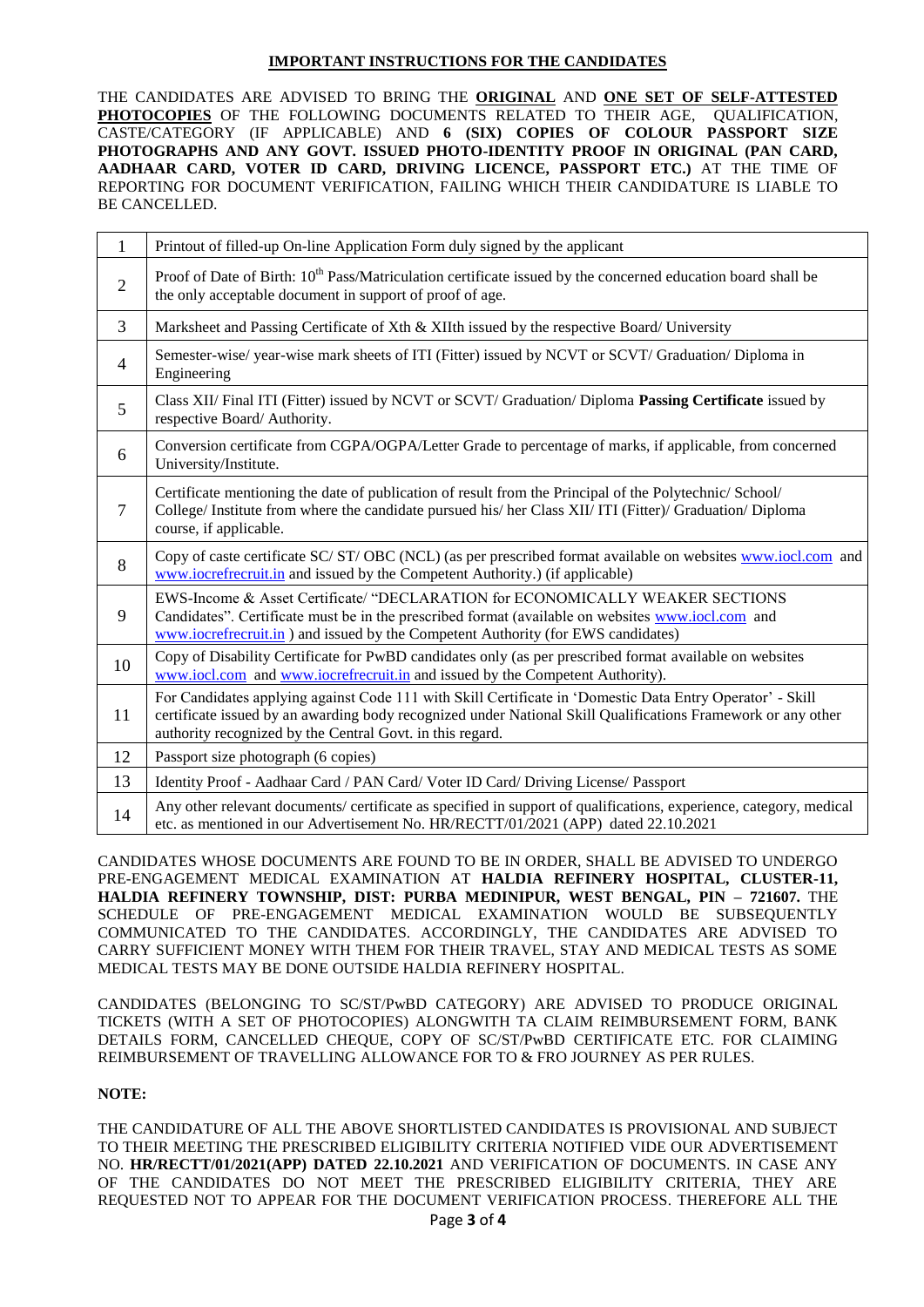## IMPORTANT INSTRUCTIONS FOR THE CANDIDATES

THE CANDIDATES ARE ADVISED TO BRING THE **ORIGINAL** AND **ONE SET OF SELF-ATTESTED PHOTOCOPIES** OF THE FOLLOWING DOCUMENTS RELATED TO THEIR AGE, QUALIFICATION, CASTE/CATEGORY (IF APPLICABLE) AND **6 (SIX) COPIES OF COLOUR PASSPORT SIZE PHOTOGRAPHS AND ANY GOVT. ISSUED PHOTO-IDENTITY PROOF IN ORIGINAL (PAN CARD, AADHAAR CARD, VOTER ID CARD, DRIVING LICENCE, PASSPORT ETC.)** AT THE TIME OF REPORTING FOR DOCUMENT VERIFICATION, FAILING WHICH THEIR CANDIDATURE IS LIABLE TO BE CANCELLED.

| | |
|---|---|
| 1 | Printout of filled-up On-line Application Form duly signed by the applicant |
| 2 | Proof of Date of Birth: 10th Pass/Matriculation certificate issued by the concerned education board shall be the only acceptable document in support of proof of age. |
| 3 | Marksheet and Passing Certificate of Xth & XIIth issued by the respective Board/ University |
| 4 | Semester-wise/ year-wise mark sheets of ITI (Fitter) issued by NCVT or SCVT/ Graduation/ Diploma in Engineering |
| 5 | Class XII/ Final ITI (Fitter) issued by NCVT or SCVT/ Graduation/ Diploma **Passing Certificate** issued by respective Board/ Authority. |
| 6 | Conversion certificate from CGPA/OGPA/Letter Grade to percentage of marks, if applicable, from concerned University/Institute. |
| 7 | Certificate mentioning the date of publication of result from the Principal of the Polytechnic/ School/ College/ Institute from where the candidate pursued his/ her Class XII/ ITI (Fitter)/ Graduation/ Diploma course, if applicable. |
| 8 | Copy of caste certificate SC/ ST/ OBC (NCL) (as per prescribed format available on websites www.iocl.com and www.iocrefrecruit.in and issued by the Competent Authority.) (if applicable) |
| 9 | EWS-Income & Asset Certificate/ "DECLARATION for ECONOMICALLY WEAKER SECTIONS Candidates". Certificate must be in the prescribed format (available on websites www.iocl.com and www.iocrefrecruit.in ) and issued by the Competent Authority (for EWS candidates) |
| 10 | Copy of Disability Certificate for PwBD candidates only (as per prescribed format available on websites www.iocl.com and www.iocrefrecruit.in and issued by the Competent Authority). |
| 11 | For Candidates applying against Code 111 with Skill Certificate in 'Domestic Data Entry Operator' - Skill certificate issued by an awarding body recognized under National Skill Qualifications Framework or any other authority recognized by the Central Govt. in this regard. |
| 12 | Passport size photograph (6 copies) |
| 13 | Identity Proof - Aadhaar Card / PAN Card/ Voter ID Card/ Driving License/ Passport |
| 14 | Any other relevant documents/ certificate as specified in support of qualifications, experience, category, medical etc. as mentioned in our Advertisement No. HR/RECTT/01/2021 (APP) dated 22.10.2021 |

CANDIDATES WHOSE DOCUMENTS ARE FOUND TO BE IN ORDER, SHALL BE ADVISED TO UNDERGO PRE-ENGAGEMENT MEDICAL EXAMINATION AT **HALDIA REFINERY HOSPITAL, CLUSTER-11, HALDIA REFINERY TOWNSHIP, DIST: PURBA MEDINIPUR, WEST BENGAL, PIN – 721607.** THE SCHEDULE OF PRE-ENGAGEMENT MEDICAL EXAMINATION WOULD BE SUBSEQUENTLY COMMUNICATED TO THE CANDIDATES. ACCORDINGLY, THE CANDIDATES ARE ADVISED TO CARRY SUFFICIENT MONEY WITH THEM FOR THEIR TRAVEL, STAY AND MEDICAL TESTS AS SOME MEDICAL TESTS MAY BE DONE OUTSIDE HALDIA REFINERY HOSPITAL.

CANDIDATES (BELONGING TO SC/ST/PwBD CATEGORY) ARE ADVISED TO PRODUCE ORIGINAL TICKETS (WITH A SET OF PHOTOCOPIES) ALONGWITH TA CLAIM REIMBURSEMENT FORM, BANK DETAILS FORM, CANCELLED CHEQUE, COPY OF SC/ST/PwBD CERTIFICATE ETC. FOR CLAIMING REIMBURSEMENT OF TRAVELLING ALLOWANCE FOR TO & FRO JOURNEY AS PER RULES.

**NOTE:**

THE CANDIDATURE OF ALL THE ABOVE SHORTLISTED CANDIDATES IS PROVISIONAL AND SUBJECT TO THEIR MEETING THE PRESCRIBED ELIGIBILITY CRITERIA NOTIFIED VIDE OUR ADVERTISEMENT NO. **HR/RECTT/01/2021(APP) DATED 22.10.2021** AND VERIFICATION OF DOCUMENTS. IN CASE ANY OF THE CANDIDATES DO NOT MEET THE PRESCRIBED ELIGIBILITY CRITERIA, THEY ARE REQUESTED NOT TO APPEAR FOR THE DOCUMENT VERIFICATION PROCESS. THEREFORE ALL THE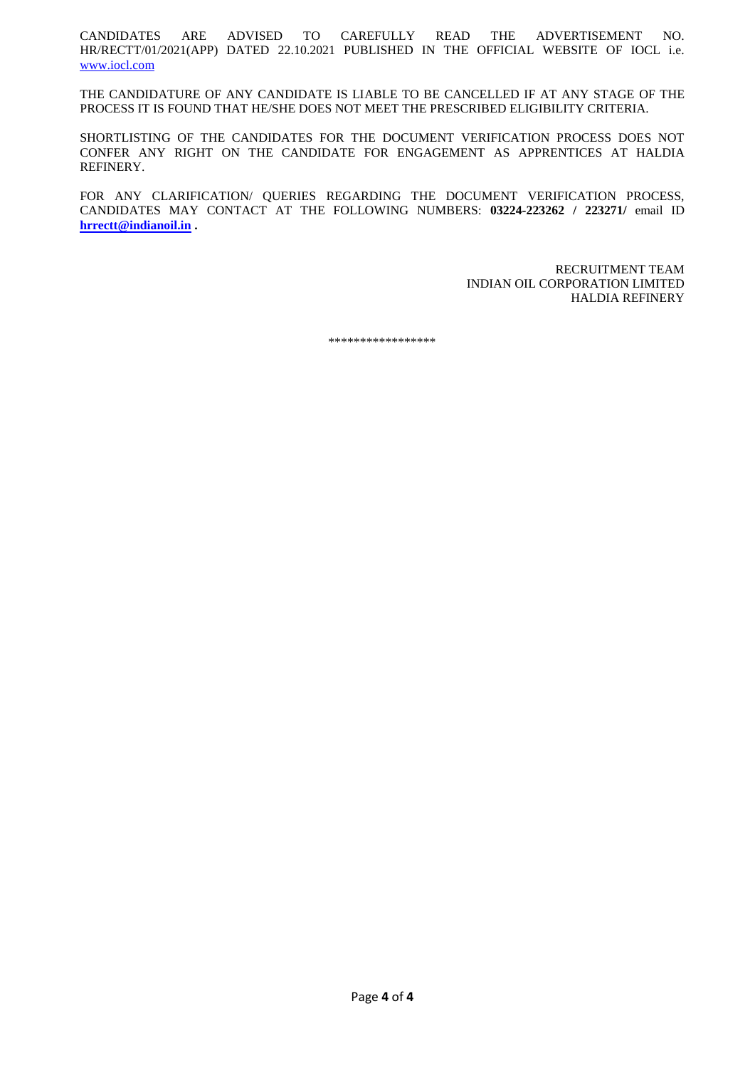CANDIDATES ARE ADVISED TO CAREFULLY READ THE ADVERTISEMENT NO. HR/RECTT/01/2021(APP) DATED 22.10.2021 PUBLISHED IN THE OFFICIAL WEBSITE OF IOCL i.e. www.iocl.com

THE CANDIDATURE OF ANY CANDIDATE IS LIABLE TO BE CANCELLED IF AT ANY STAGE OF THE PROCESS IT IS FOUND THAT HE/SHE DOES NOT MEET THE PRESCRIBED ELIGIBILITY CRITERIA.

SHORTLISTING OF THE CANDIDATES FOR THE DOCUMENT VERIFICATION PROCESS DOES NOT CONFER ANY RIGHT ON THE CANDIDATE FOR ENGAGEMENT AS APPRENTICES AT HALDIA REFINERY.

FOR ANY CLARIFICATION/ QUERIES REGARDING THE DOCUMENT VERIFICATION PROCESS, CANDIDATES MAY CONTACT AT THE FOLLOWING NUMBERS: **03224-223262 / 223271/** email ID **hrrectt@indianoil.in .**

RECRUITMENT TEAM
INDIAN OIL CORPORATION LIMITED
HALDIA REFINERY

*****************